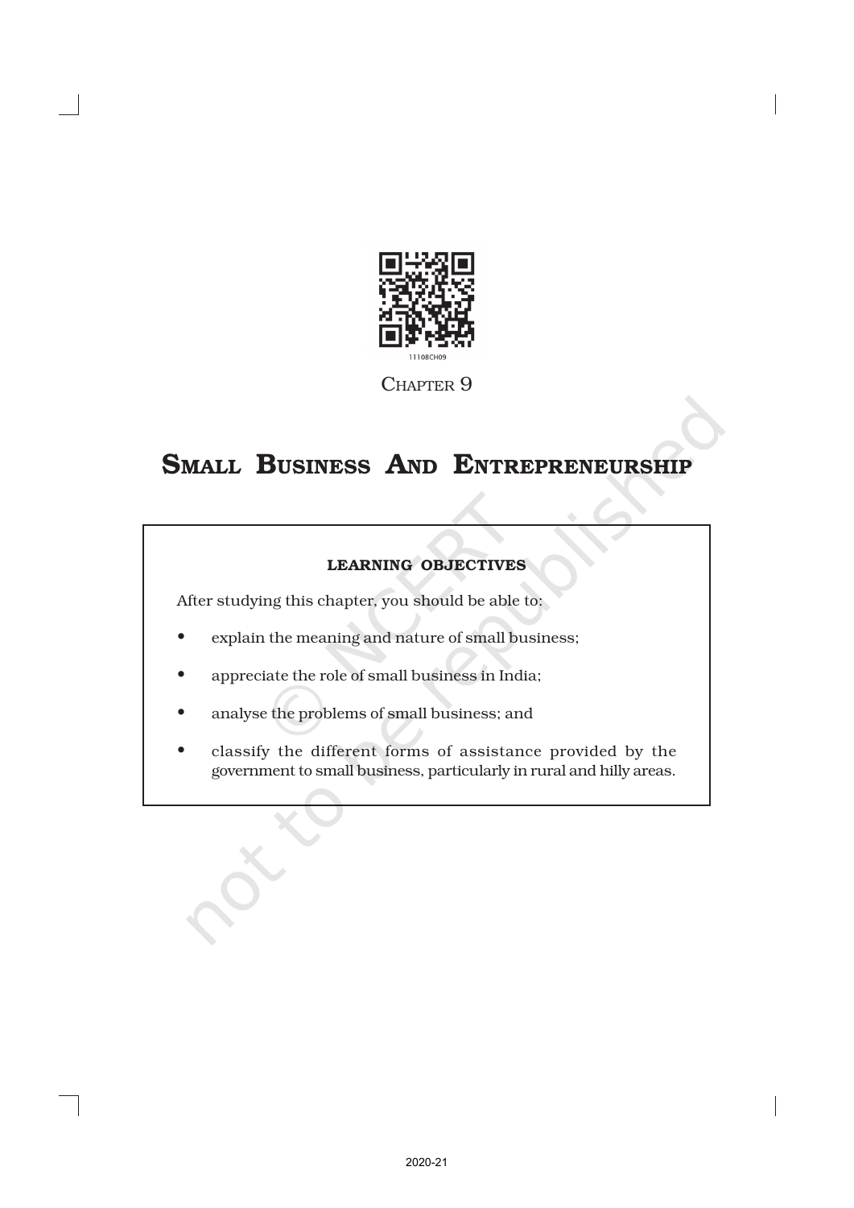CHAPTER 9

# SMALL BUSINESS AND ENTREPRENEURSHIP

**LEARNING OBJECTIVES**

After studying this chapter, you should be able to:

- explain the meaning and nature of small business;
- appreciate the role of small business in India;
- analyse the problems of small business; and
- classify the different forms of assistance provided by the government to small business, particularly in rural and hilly areas.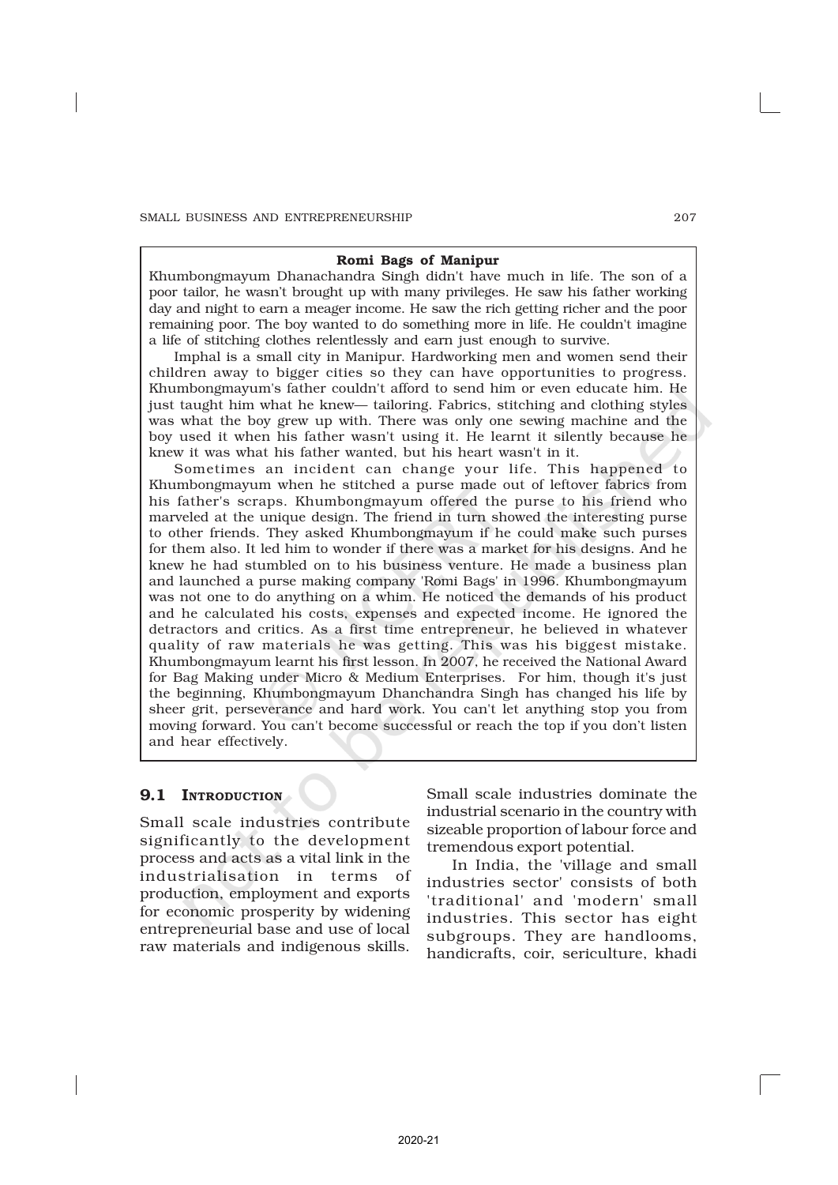**Romi Bags of Manipur**

Khumbongmayum Dhanachandra Singh didn't have much in life. The son of a poor tailor, he wasn't brought up with many privileges. He saw his father working day and night to earn a meager income. He saw the rich getting richer and the poor remaining poor. The boy wanted to do something more in life. He couldn't imagine a life of stitching clothes relentlessly and earn just enough to survive.

Imphal is a small city in Manipur. Hardworking men and women send their children away to bigger cities so they can have opportunities to progress. Khumbongmayum's father couldn't afford to send him or even educate him. He just taught him what he knew— tailoring. Fabrics, stitching and clothing styles was what the boy grew up with. There was only one sewing machine and the boy used it when his father wasn't using it. He learnt it silently because he knew it was what his father wanted, but his heart wasn't in it.

Sometimes an incident can change your life. This happened to Khumbongmayum when he stitched a purse made out of leftover fabrics from his father's scraps. Khumbongmayum offered the purse to his friend who marveled at the unique design. The friend in turn showed the interesting purse to other friends. They asked Khumbongmayum if he could make such purses for them also. It led him to wonder if there was a market for his designs. And he knew he had stumbled on to his business venture. He made a business plan and launched a purse making company 'Romi Bags' in 1996. Khumbongmayum was not one to do anything on a whim. He noticed the demands of his product and he calculated his costs, expenses and expected income. He ignored the detractors and critics. As a first time entrepreneur, he believed in whatever quality of raw materials he was getting. This was his biggest mistake. Khumbongmayum learnt his first lesson. In 2007, he received the National Award for Bag Making under Micro & Medium Enterprises. For him, though it's just the beginning, Khumbongmayum Dhanchandra Singh has changed his life by sheer grit, perseverance and hard work. You can't let anything stop you from moving forward. You can't become successful or reach the top if you don't listen and hear effectively.

## 9.1 Introduction

Small scale industries contribute significantly to the development process and acts as a vital link in the industrialisation in terms of production, employment and exports for economic prosperity by widening entrepreneurial base and use of local raw materials and indigenous skills. Small scale industries dominate the industrial scenario in the country with sizeable proportion of labour force and tremendous export potential.

In India, the 'village and small industries sector' consists of both 'traditional' and 'modern' small industries. This sector has eight subgroups. They are handlooms, handicrafts, coir, sericulture, khadi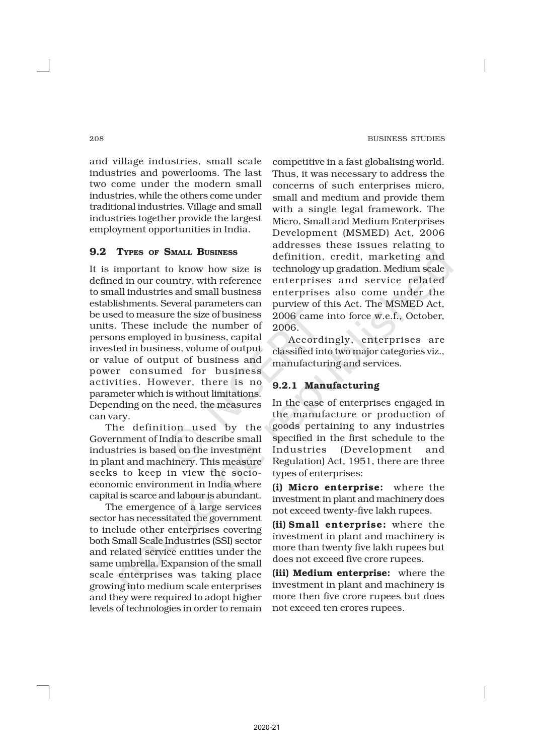and village industries, small scale industries and powerlooms. The last two come under the modern small industries, while the others come under traditional industries. Village and small industries together provide the largest employment opportunities in India.

## 9.2 Types of Small Business

It is important to know how size is defined in our country, with reference to small industries and small business establishments. Several parameters can be used to measure the size of business units. These include the number of persons employed in business, capital invested in business, volume of output or value of output of business and power consumed for business activities. However, there is no parameter which is without limitations. Depending on the need, the measures can vary.

The definition used by the Government of India to describe small industries is based on the investment in plant and machinery. This measure seeks to keep in view the socio-economic environment in India where capital is scarce and labour is abundant.

The emergence of a large services sector has necessitated the government to include other enterprises covering both Small Scale Industries (SSI) sector and related service entities under the same umbrella. Expansion of the small scale enterprises was taking place growing into medium scale enterprises and they were required to adopt higher levels of technologies in order to remain competitive in a fast globalising world. Thus, it was necessary to address the concerns of such enterprises micro, small and medium and provide them with a single legal framework. The Micro, Small and Medium Enterprises Development (MSMED) Act, 2006 addresses these issues relating to definition, credit, marketing and technology up gradation. Medium scale enterprises and service related enterprises also come under the purview of this Act. The MSMED Act, 2006 came into force w.e.f., October, 2006.

Accordingly, enterprises are classified into two major categories viz., manufacturing and services.

### 9.2.1 Manufacturing

In the case of enterprises engaged in the manufacture or production of goods pertaining to any industries specified in the first schedule to the Industries (Development and Regulation) Act, 1951, there are three types of enterprises:

**(i) Micro enterprise:** where the investment in plant and machinery does not exceed twenty-five lakh rupees.

**(ii) Small enterprise:** where the investment in plant and machinery is more than twenty five lakh rupees but does not exceed five crore rupees.

**(iii) Medium enterprise:** where the investment in plant and machinery is more then five crore rupees but does not exceed ten crores rupees.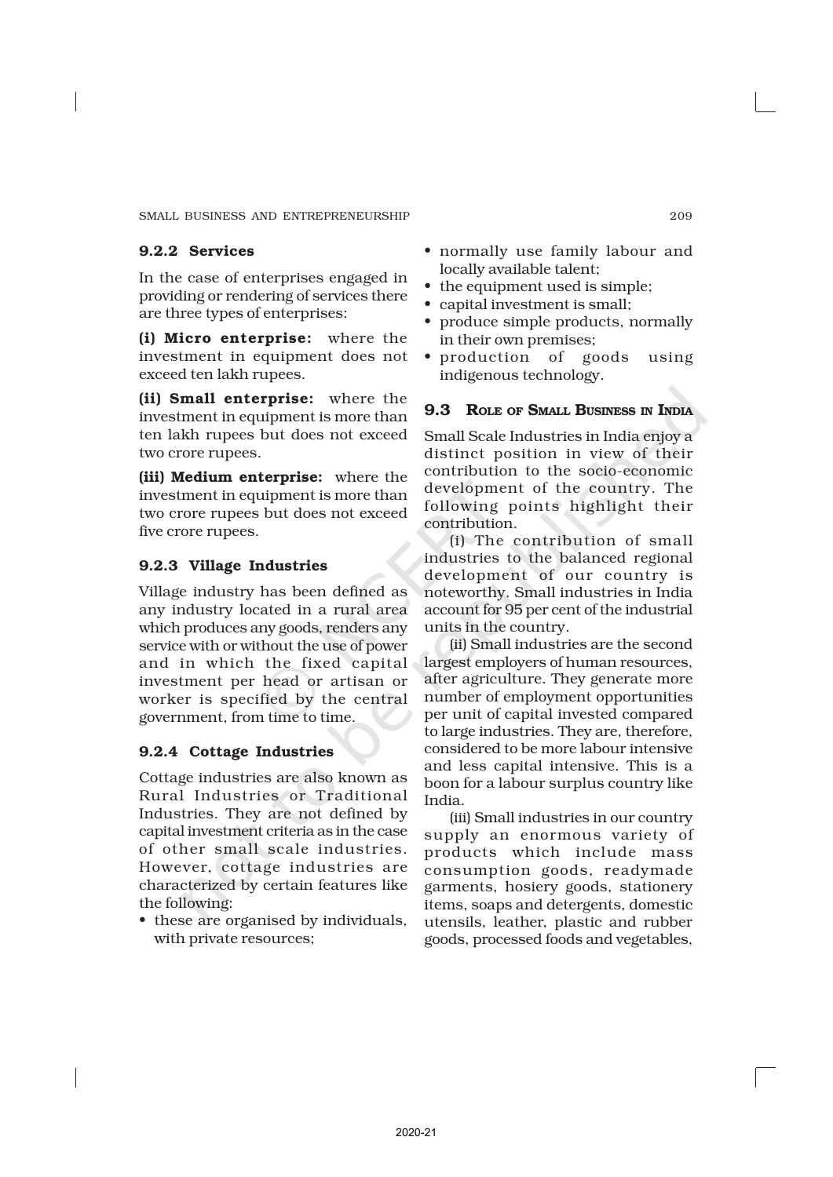### 9.2.2 Services

In the case of enterprises engaged in providing or rendering of services there are three types of enterprises:

**(i) Micro enterprise:** where the investment in equipment does not exceed ten lakh rupees.

**(ii) Small enterprise:** where the investment in equipment is more than ten lakh rupees but does not exceed two crore rupees.

**(iii) Medium enterprise:** where the investment in equipment is more than two crore rupees but does not exceed five crore rupees.

### 9.2.3 Village Industries

Village industry has been defined as any industry located in a rural area which produces any goods, renders any service with or without the use of power and in which the fixed capital investment per head or artisan or worker is specified by the central government, from time to time.

### 9.2.4 Cottage Industries

Cottage industries are also known as Rural Industries or Traditional Industries. They are not defined by capital investment criteria as in the case of other small scale industries. However, cottage industries are characterized by certain features like the following:

- these are organised by individuals, with private resources;
- normally use family labour and locally available talent;
- the equipment used is simple;
- capital investment is small;
- produce simple products, normally in their own premises;
- production of goods using indigenous technology.

## 9.3 Role of Small Business in India

Small Scale Industries in India enjoy a distinct position in view of their contribution to the socio-economic development of the country. The following points highlight their contribution.

(i) The contribution of small industries to the balanced regional development of our country is noteworthy. Small industries in India account for 95 per cent of the industrial units in the country.

(ii) Small industries are the second largest employers of human resources, after agriculture. They generate more number of employment opportunities per unit of capital invested compared to large industries. They are, therefore, considered to be more labour intensive and less capital intensive. This is a boon for a labour surplus country like India.

(iii) Small industries in our country supply an enormous variety of products which include mass consumption goods, readymade garments, hosiery goods, stationery items, soaps and detergents, domestic utensils, leather, plastic and rubber goods, processed foods and vegetables,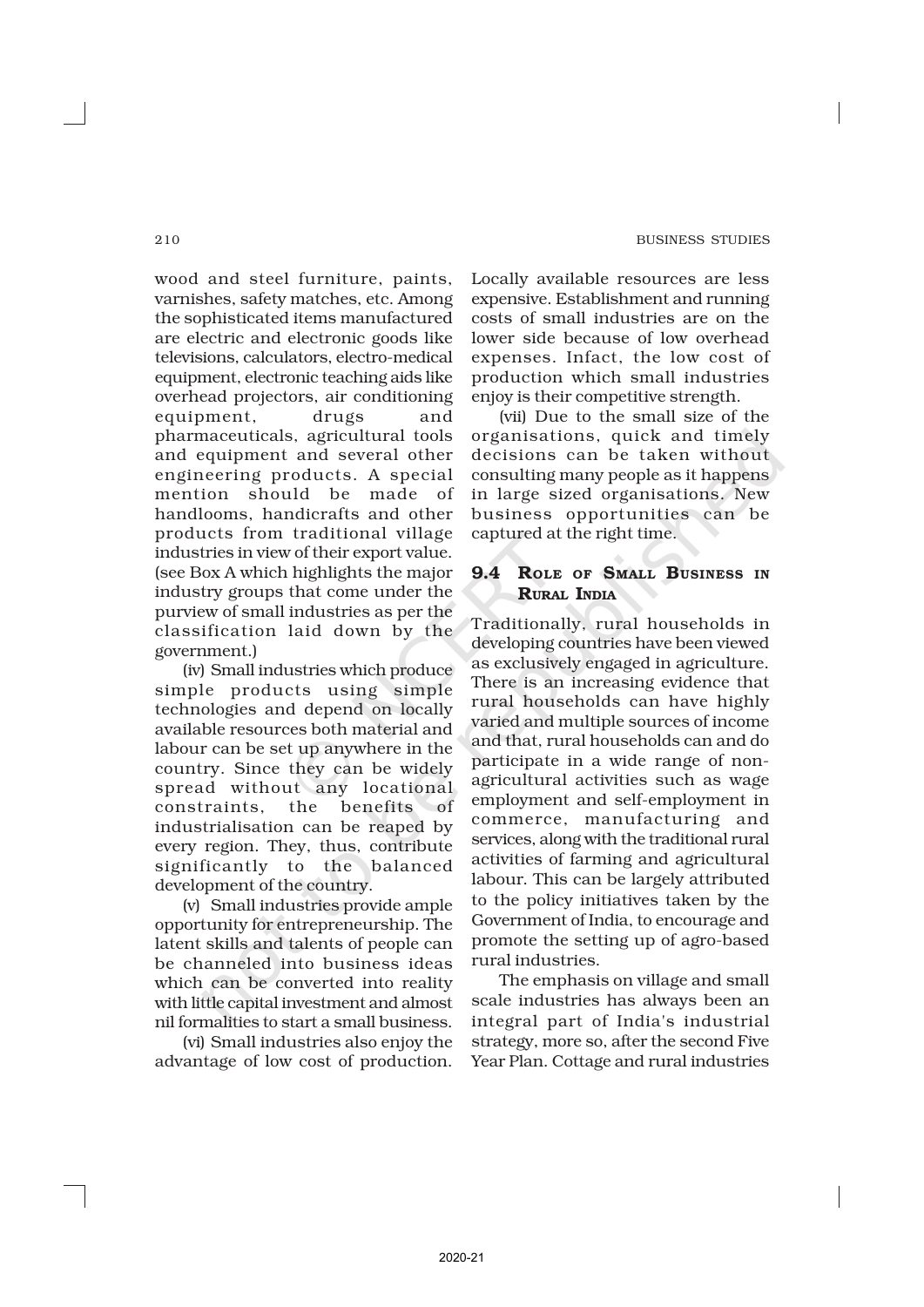wood and steel furniture, paints, varnishes, safety matches, etc. Among the sophisticated items manufactured are electric and electronic goods like televisions, calculators, electro-medical equipment, electronic teaching aids like overhead projectors, air conditioning equipment, drugs and pharmaceuticals, agricultural tools and equipment and several other engineering products. A special mention should be made of handlooms, handicrafts and other products from traditional village industries in view of their export value. (see Box A which highlights the major industry groups that come under the purview of small industries as per the classification laid down by the government.)

(iv) Small industries which produce simple products using simple technologies and depend on locally available resources both material and labour can be set up anywhere in the country. Since they can be widely spread without any locational constraints, the benefits of industrialisation can be reaped by every region. They, thus, contribute significantly to the balanced development of the country.

(v) Small industries provide ample opportunity for entrepreneurship. The latent skills and talents of people can be channeled into business ideas which can be converted into reality with little capital investment and almost nil formalities to start a small business.

(vi) Small industries also enjoy the advantage of low cost of production. Locally available resources are less expensive. Establishment and running costs of small industries are on the lower side because of low overhead expenses. Infact, the low cost of production which small industries enjoy is their competitive strength.

(vii) Due to the small size of the organisations, quick and timely decisions can be taken without consulting many people as it happens in large sized organisations. New business opportunities can be captured at the right time.

## 9.4 Role of Small Business in Rural India

Traditionally, rural households in developing countries have been viewed as exclusively engaged in agriculture. There is an increasing evidence that rural households can have highly varied and multiple sources of income and that, rural households can and do participate in a wide range of non-agricultural activities such as wage employment and self-employment in commerce, manufacturing and services, along with the traditional rural activities of farming and agricultural labour. This can be largely attributed to the policy initiatives taken by the Government of India, to encourage and promote the setting up of agro-based rural industries.

The emphasis on village and small scale industries has always been an integral part of India's industrial strategy, more so, after the second Five Year Plan. Cottage and rural industries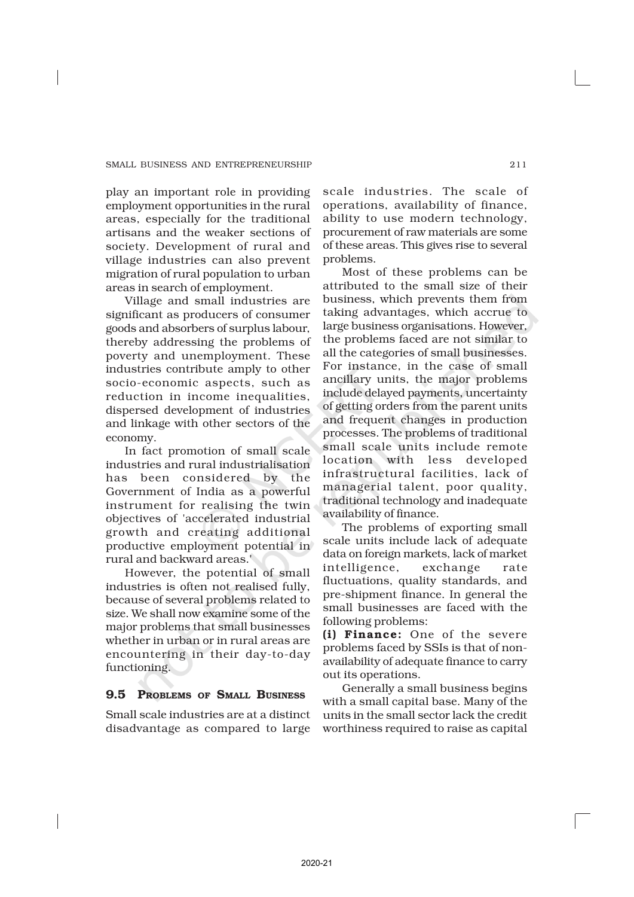play an important role in providing employment opportunities in the rural areas, especially for the traditional artisans and the weaker sections of society. Development of rural and village industries can also prevent migration of rural population to urban areas in search of employment.

Village and small industries are significant as producers of consumer goods and absorbers of surplus labour, thereby addressing the problems of poverty and unemployment. These industries contribute amply to other socio-economic aspects, such as reduction in income inequalities, dispersed development of industries and linkage with other sectors of the economy.

In fact promotion of small scale industries and rural industrialisation has been considered by the Government of India as a powerful instrument for realising the twin objectives of 'accelerated industrial growth and creating additional productive employment potential in rural and backward areas.'

However, the potential of small industries is often not realised fully, because of several problems related to size. We shall now examine some of the major problems that small businesses whether in urban or in rural areas are encountering in their day-to-day functioning.

## 9.5 Problems of Small Business

Small scale industries are at a distinct disadvantage as compared to large scale industries. The scale of operations, availability of finance, ability to use modern technology, procurement of raw materials are some of these areas. This gives rise to several problems.

Most of these problems can be attributed to the small size of their business, which prevents them from taking advantages, which accrue to large business organisations. However, the problems faced are not similar to all the categories of small businesses. For instance, in the case of small ancillary units, the major problems include delayed payments, uncertainty of getting orders from the parent units and frequent changes in production processes. The problems of traditional small scale units include remote location with less developed infrastructural facilities, lack of managerial talent, poor quality, traditional technology and inadequate availability of finance.

The problems of exporting small scale units include lack of adequate data on foreign markets, lack of market intelligence, exchange rate fluctuations, quality standards, and pre-shipment finance. In general the small businesses are faced with the following problems:

**(i) Finance:** One of the severe problems faced by SSIs is that of non-availability of adequate finance to carry out its operations.

Generally a small business begins with a small capital base. Many of the units in the small sector lack the credit worthiness required to raise as capital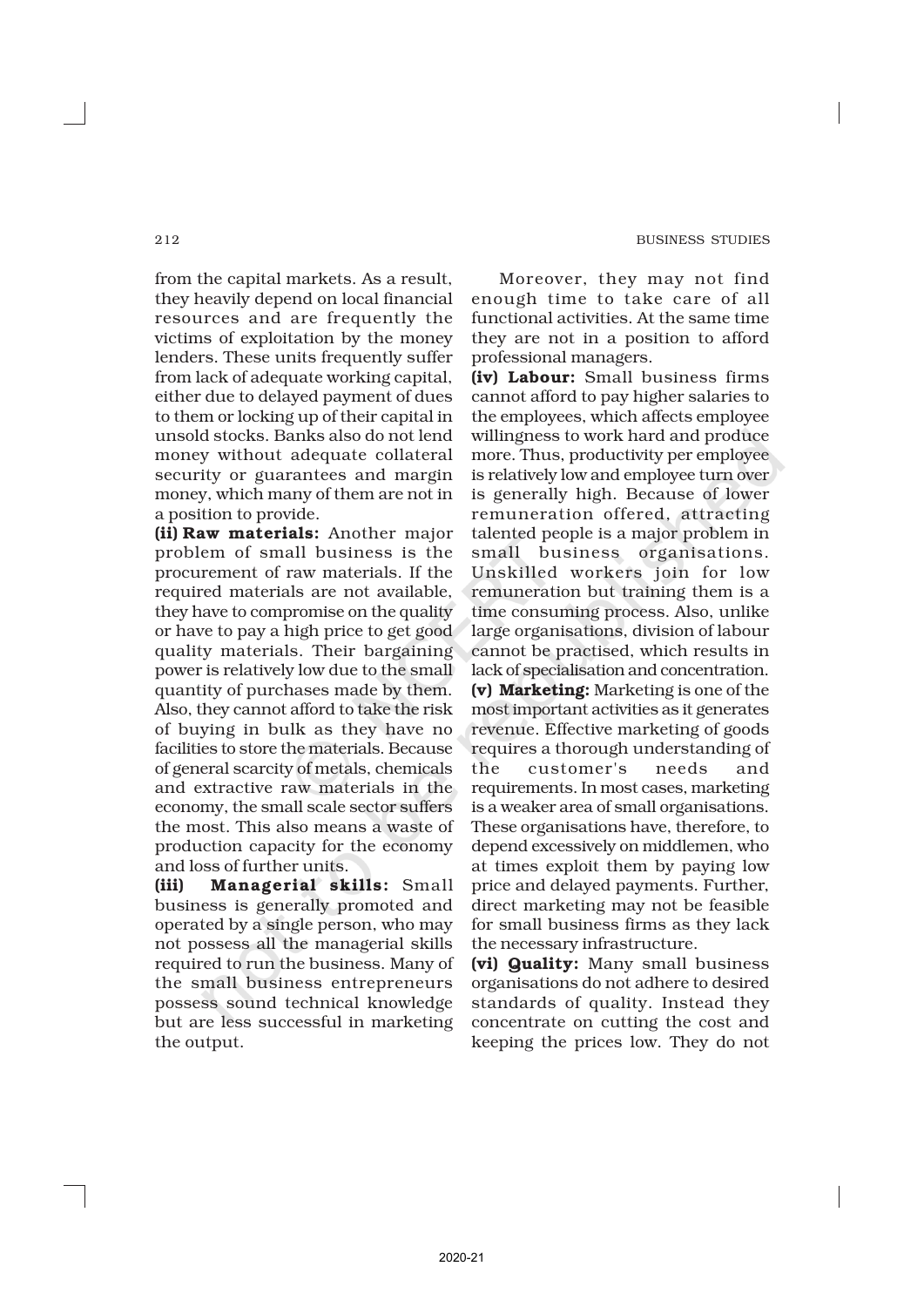from the capital markets. As a result, they heavily depend on local financial resources and are frequently the victims of exploitation by the money lenders. These units frequently suffer from lack of adequate working capital, either due to delayed payment of dues to them or locking up of their capital in unsold stocks. Banks also do not lend money without adequate collateral security or guarantees and margin money, which many of them are not in a position to provide.

**(ii) Raw materials:** Another major problem of small business is the procurement of raw materials. If the required materials are not available, they have to compromise on the quality or have to pay a high price to get good quality materials. Their bargaining power is relatively low due to the small quantity of purchases made by them. Also, they cannot afford to take the risk of buying in bulk as they have no facilities to store the materials. Because of general scarcity of metals, chemicals and extractive raw materials in the economy, the small scale sector suffers the most. This also means a waste of production capacity for the economy and loss of further units.

**(iii) Managerial skills:** Small business is generally promoted and operated by a single person, who may not possess all the managerial skills required to run the business. Many of the small business entrepreneurs possess sound technical knowledge but are less successful in marketing the output.

Moreover, they may not find enough time to take care of all functional activities. At the same time they are not in a position to afford professional managers.

**(iv) Labour:** Small business firms cannot afford to pay higher salaries to the employees, which affects employee willingness to work hard and produce more. Thus, productivity per employee is relatively low and employee turn over is generally high. Because of lower remuneration offered, attracting talented people is a major problem in small business organisations. Unskilled workers join for low remuneration but training them is a time consuming process. Also, unlike large organisations, division of labour cannot be practised, which results in lack of specialisation and concentration.

**(v) Marketing:** Marketing is one of the most important activities as it generates revenue. Effective marketing of goods requires a thorough understanding of the customer's needs and requirements. In most cases, marketing is a weaker area of small organisations. These organisations have, therefore, to depend excessively on middlemen, who at times exploit them by paying low price and delayed payments. Further, direct marketing may not be feasible for small business firms as they lack the necessary infrastructure.

**(vi) Quality:** Many small business organisations do not adhere to desired standards of quality. Instead they concentrate on cutting the cost and keeping the prices low. They do not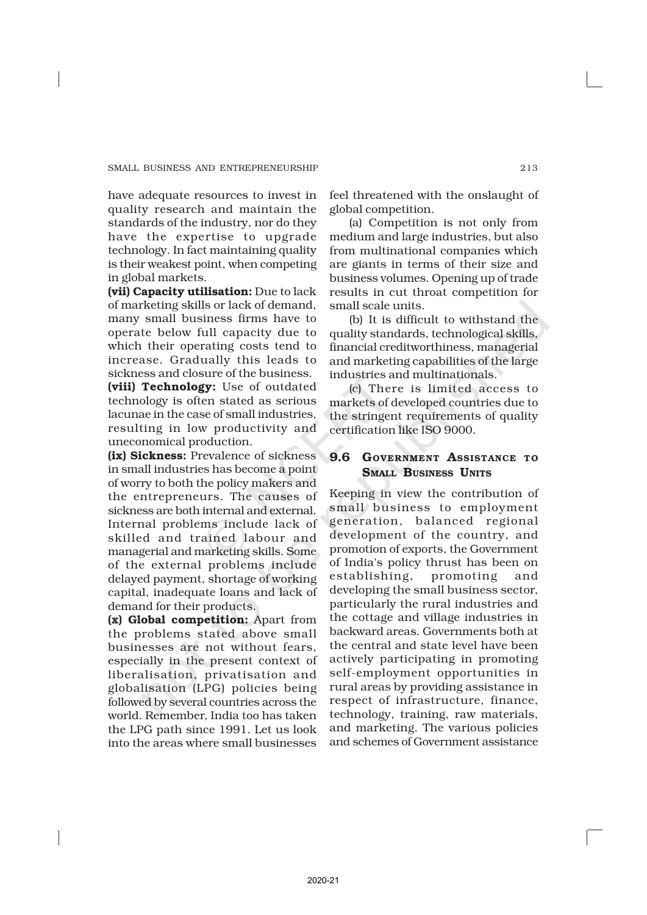have adequate resources to invest in quality research and maintain the standards of the industry, nor do they have the expertise to upgrade technology. In fact maintaining quality is their weakest point, when competing in global markets.

**(vii) Capacity utilisation:** Due to lack of marketing skills or lack of demand, many small business firms have to operate below full capacity due to which their operating costs tend to increase. Gradually this leads to sickness and closure of the business.

**(viii) Technology:** Use of outdated technology is often stated as serious lacunae in the case of small industries, resulting in low productivity and uneconomical production.

**(ix) Sickness:** Prevalence of sickness in small industries has become a point of worry to both the policy makers and the entrepreneurs. The causes of sickness are both internal and external. Internal problems include lack of skilled and trained labour and managerial and marketing skills. Some of the external problems include delayed payment, shortage of working capital, inadequate loans and lack of demand for their products.

**(x) Global competition:** Apart from the problems stated above small businesses are not without fears, especially in the present context of liberalisation, privatisation and globalisation (LPG) policies being followed by several countries across the world. Remember, India too has taken the LPG path since 1991. Let us look into the areas where small businesses feel threatened with the onslaught of global competition.

(a) Competition is not only from medium and large industries, but also from multinational companies which are giants in terms of their size and business volumes. Opening up of trade results in cut throat competition for small scale units.

(b) It is difficult to withstand the quality standards, technological skills, financial creditworthiness, managerial and marketing capabilities of the large industries and multinationals.

(c) There is limited access to markets of developed countries due to the stringent requirements of quality certification like ISO 9000.

## 9.6 Government Assistance to Small Business Units

Keeping in view the contribution of small business to employment generation, balanced regional development of the country, and promotion of exports, the Government of India's policy thrust has been on establishing, promoting and developing the small business sector, particularly the rural industries and the cottage and village industries in backward areas. Governments both at the central and state level have been actively participating in promoting self-employment opportunities in rural areas by providing assistance in respect of infrastructure, finance, technology, training, raw materials, and marketing. The various policies and schemes of Government assistance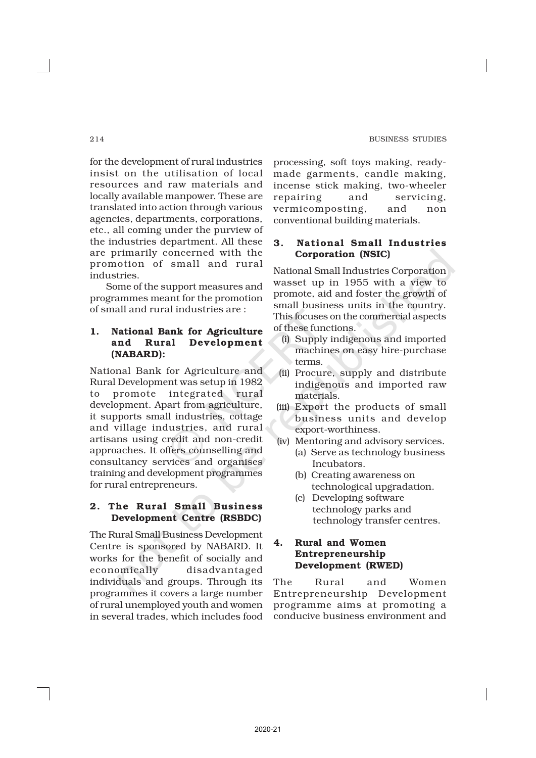for the development of rural industries insist on the utilisation of local resources and raw materials and locally available manpower. These are translated into action through various agencies, departments, corporations, etc., all coming under the purview of the industries department. All these are primarily concerned with the promotion of small and rural industries.

Some of the support measures and programmes meant for the promotion of small and rural industries are :

### 1. National Bank for Agriculture and Rural Development (NABARD):

National Bank for Agriculture and Rural Development was setup in 1982 to promote integrated rural development. Apart from agriculture, it supports small industries, cottage and village industries, and rural artisans using credit and non-credit approaches. It offers counselling and consultancy services and organises training and development programmes for rural entrepreneurs.

### 2. The Rural Small Business Development Centre (RSBDC)

The Rural Small Business Development Centre is sponsored by NABARD. It works for the benefit of socially and economically disadvantaged individuals and groups. Through its programmes it covers a large number of rural unemployed youth and women in several trades, which includes food processing, soft toys making, ready-made garments, candle making, incense stick making, two-wheeler repairing and servicing, vermicomposting, and non conventional building materials.

### 3. National Small Industries Corporation (NSIC)

National Small Industries Corporation wasset up in 1955 with a view to promote, aid and foster the growth of small business units in the country. This focuses on the commercial aspects of these functions.

(i) Supply indigenous and imported machines on easy hire-purchase terms.

(ii) Procure, supply and distribute indigenous and imported raw materials.

(iii) Export the products of small business units and develop export-worthiness.

(iv) Mentoring and advisory services.

  (a) Serve as technology business Incubators.

  (b) Creating awareness on technological upgradation.

  (c) Developing software technology parks and technology transfer centres.

### 4. Rural and Women Entrepreneurship Development (RWED)

The Rural and Women Entrepreneurship Development programme aims at promoting a conducive business environment and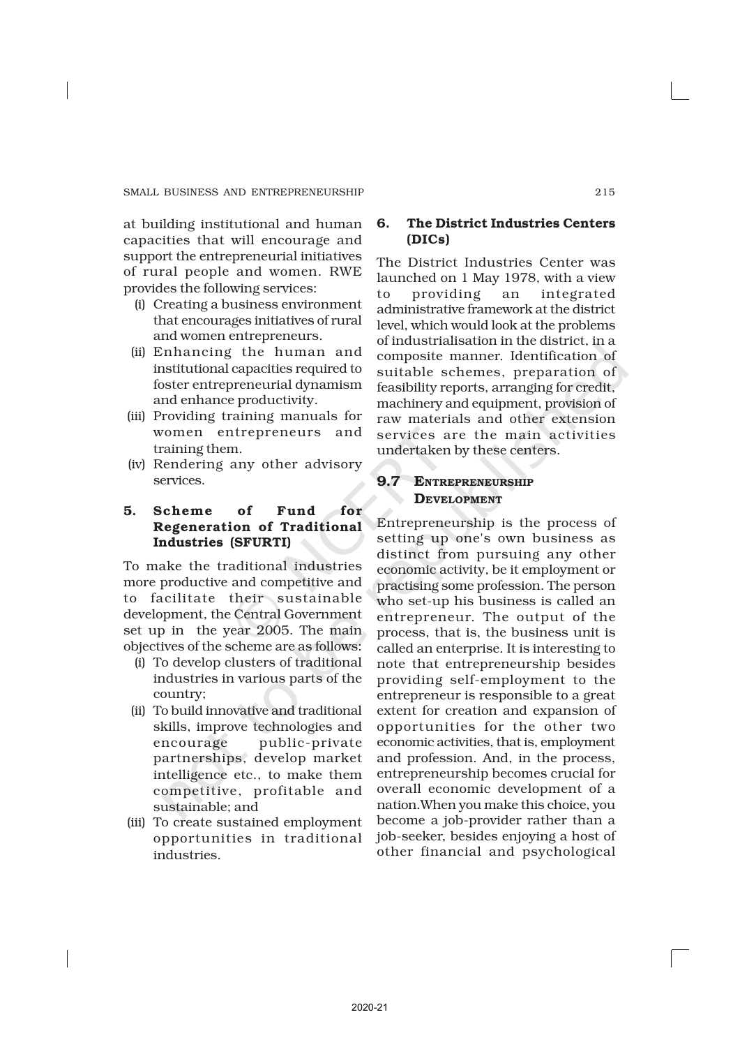at building institutional and human capacities that will encourage and support the entrepreneurial initiatives of rural people and women. RWE provides the following services:

(i) Creating a business environment that encourages initiatives of rural and women entrepreneurs.

(ii) Enhancing the human and institutional capacities required to foster entrepreneurial dynamism and enhance productivity.

(iii) Providing training manuals for women entrepreneurs and training them.

(iv) Rendering any other advisory services.

### 5. Scheme of Fund for Regeneration of Traditional Industries (SFURTI)

To make the traditional industries more productive and competitive and to facilitate their sustainable development, the Central Government set up in the year 2005. The main objectives of the scheme are as follows:

(i) To develop clusters of traditional industries in various parts of the country;

(ii) To build innovative and traditional skills, improve technologies and encourage public-private partnerships, develop market intelligence etc., to make them competitive, profitable and sustainable; and

(iii) To create sustained employment opportunities in traditional industries.

### 6. The District Industries Centers (DICs)

The District Industries Center was launched on 1 May 1978, with a view to providing an integrated administrative framework at the district level, which would look at the problems of industrialisation in the district, in a composite manner. Identification of suitable schemes, preparation of feasibility reports, arranging for credit, machinery and equipment, provision of raw materials and other extension services are the main activities undertaken by these centers.

## 9.7 Entrepreneurship Development

Entrepreneurship is the process of setting up one's own business as distinct from pursuing any other economic activity, be it employment or practising some profession. The person who set-up his business is called an entrepreneur. The output of the process, that is, the business unit is called an enterprise. It is interesting to note that entrepreneurship besides providing self-employment to the entrepreneur is responsible to a great extent for creation and expansion of opportunities for the other two economic activities, that is, employment and profession. And, in the process, entrepreneurship becomes crucial for overall economic development of a nation.When you make this choice, you become a job-provider rather than a job-seeker, besides enjoying a host of other financial and psychological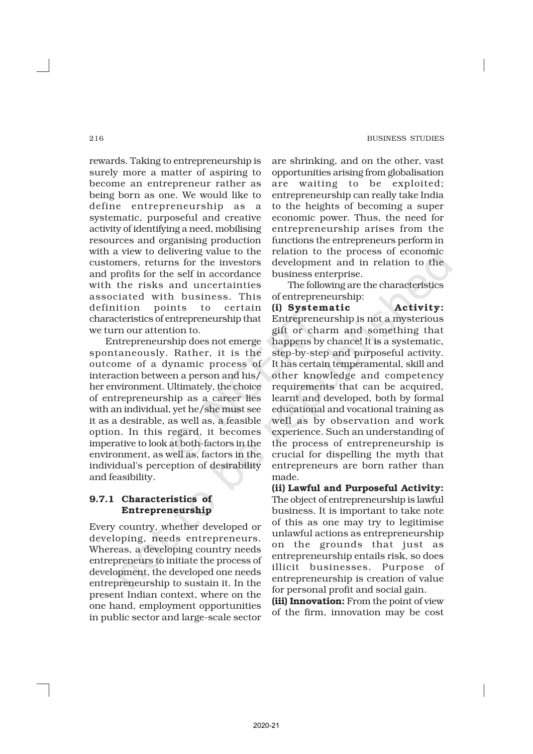rewards. Taking to entrepreneurship is surely more a matter of aspiring to become an entrepreneur rather as being born as one. We would like to define entrepreneurship as a systematic, purposeful and creative activity of identifying a need, mobilising resources and organising production with a view to delivering value to the customers, returns for the investors and profits for the self in accordance with the risks and uncertainties associated with business. This definition points to certain characteristics of entrepreneurship that we turn our attention to.

Entrepreneurship does not emerge spontaneously. Rather, it is the outcome of a dynamic process of interaction between a person and his/her environment. Ultimately, the choice of entrepreneurship as a career lies with an individual, yet he/she must see it as a desirable, as well as, a feasible option. In this regard, it becomes imperative to look at both-factors in the environment, as well as, factors in the individual's perception of desirability and feasibility.

### 9.7.1 Characteristics of Entrepreneurship

Every country, whether developed or developing, needs entrepreneurs. Whereas, a developing country needs entrepreneurs to initiate the process of development, the developed one needs entrepreneurship to sustain it. In the present Indian context, where on the one hand, employment opportunities in public sector and large-scale sector are shrinking, and on the other, vast opportunities arising from globalisation are waiting to be exploited; entrepreneurship can really take India to the heights of becoming a super economic power. Thus, the need for entrepreneurship arises from the functions the entrepreneurs perform in relation to the process of economic development and in relation to the business enterprise.

The following are the characteristics of entrepreneurship:

**(i) Systematic Activity:** Entrepreneurship is not a mysterious gift or charm and something that happens by chance! It is a systematic, step-by-step and purposeful activity. It has certain temperamental, skill and other knowledge and competency requirements that can be acquired, learnt and developed, both by formal educational and vocational training as well as by observation and work experience. Such an understanding of the process of entrepreneurship is crucial for dispelling the myth that entrepreneurs are born rather than made.

**(ii) Lawful and Purposeful Activity:** The object of entrepreneurship is lawful business. It is important to take note of this as one may try to legitimise unlawful actions as entrepreneurship on the grounds that just as entrepreneurship entails risk, so does illicit businesses. Purpose of entrepreneurship is creation of value for personal profit and social gain.

**(iii) Innovation:** From the point of view of the firm, innovation may be cost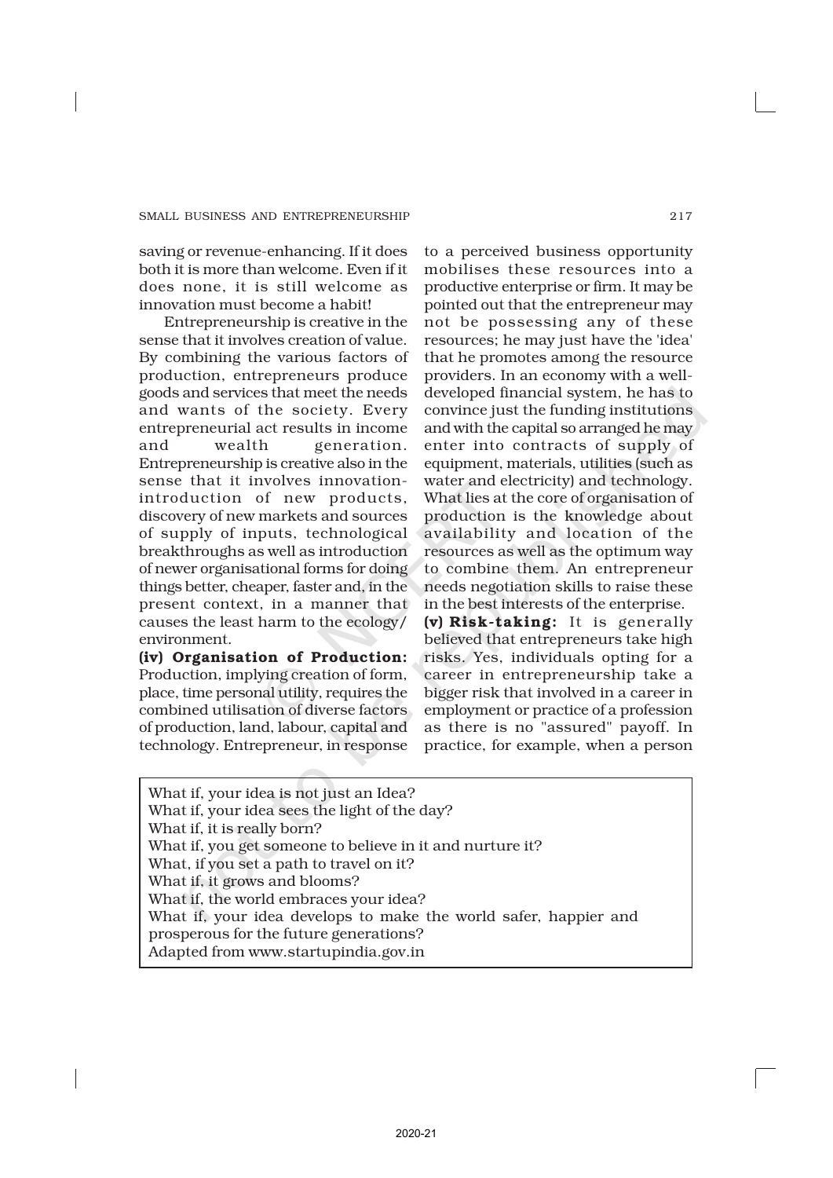saving or revenue-enhancing. If it does both it is more than welcome. Even if it does none, it is still welcome as innovation must become a habit!

Entrepreneurship is creative in the sense that it involves creation of value. By combining the various factors of production, entrepreneurs produce goods and services that meet the needs and wants of the society. Every entrepreneurial act results in income and wealth generation. Entrepreneurship is creative also in the sense that it involves innovation-introduction of new products, discovery of new markets and sources of supply of inputs, technological breakthroughs as well as introduction of newer organisational forms for doing things better, cheaper, faster and, in the present context, in a manner that causes the least harm to the ecology/ environment.

**(iv) Organisation of Production:** Production, implying creation of form, place, time personal utility, requires the combined utilisation of diverse factors of production, land, labour, capital and technology. Entrepreneur, in response to a perceived business opportunity mobilises these resources into a productive enterprise or firm. It may be pointed out that the entrepreneur may not be possessing any of these resources; he may just have the 'idea' that he promotes among the resource providers. In an economy with a well-developed financial system, he has to convince just the funding institutions and with the capital so arranged he may enter into contracts of supply of equipment, materials, utilities (such as water and electricity) and technology. What lies at the core of organisation of production is the knowledge about availability and location of the resources as well as the optimum way to combine them. An entrepreneur needs negotiation skills to raise these in the best interests of the enterprise.

**(v) Risk-taking:** It is generally believed that entrepreneurs take high risks. Yes, individuals opting for a career in entrepreneurship take a bigger risk that involved in a career in employment or practice of a profession as there is no "assured" payoff. In practice, for example, when a person

> What if, your idea is not just an Idea?
> What if, your idea sees the light of the day?
> What if, it is really born?
> What if, you get someone to believe in it and nurture it?
> What, if you set a path to travel on it?
> What if, it grows and blooms?
> What if, the world embraces your idea?
> What if, your idea develops to make the world safer, happier and prosperous for the future generations?
> Adapted from www.startupindia.gov.in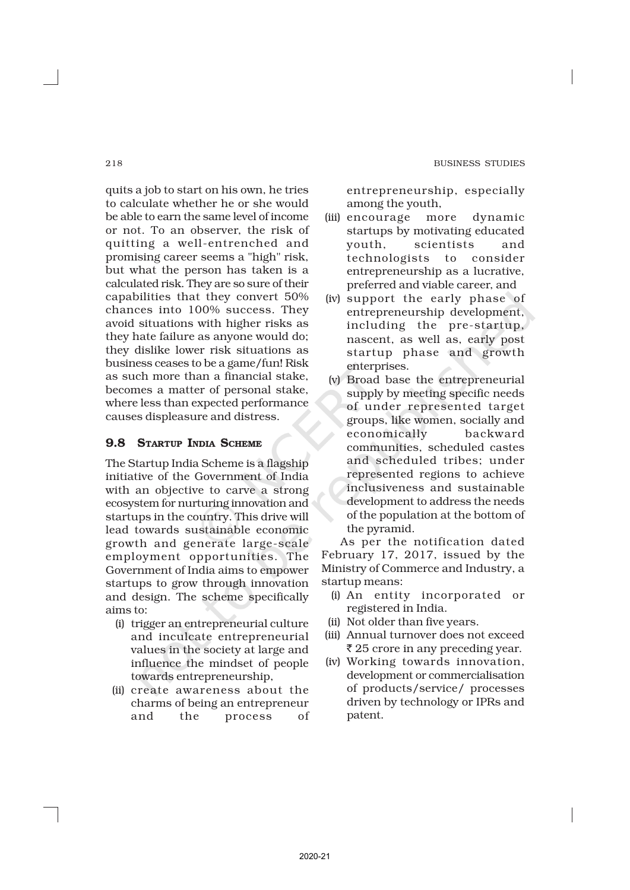quits a job to start on his own, he tries to calculate whether he or she would be able to earn the same level of income or not. To an observer, the risk of quitting a well-entrenched and promising career seems a "high" risk, but what the person has taken is a calculated risk. They are so sure of their capabilities that they convert 50% chances into 100% success. They avoid situations with higher risks as they hate failure as anyone would do; they dislike lower risk situations as business ceases to be a game/fun! Risk as such more than a financial stake, becomes a matter of personal stake, where less than expected performance causes displeasure and distress.

## 9.8 Startup India Scheme

The Startup India Scheme is a flagship initiative of the Government of India with an objective to carve a strong ecosystem for nurturing innovation and startups in the country. This drive will lead towards sustainable economic growth and generate large-scale employment opportunities. The Government of India aims to empower startups to grow through innovation and design. The scheme specifically aims to:

(i) trigger an entrepreneurial culture and inculcate entrepreneurial values in the society at large and influence the mindset of people towards entrepreneurship,

(ii) create awareness about the charms of being an entrepreneur and the process of entrepreneurship, especially among the youth,

(iii) encourage more dynamic startups by motivating educated youth, scientists and technologists to consider entrepreneurship as a lucrative, preferred and viable career, and

(iv) support the early phase of entrepreneurship development, including the pre-startup, nascent, as well as, early post startup phase and growth enterprises.

(v) Broad base the entrepreneurial supply by meeting specific needs of under represented target groups, like women, socially and economically backward communities, scheduled castes and scheduled tribes; under represented regions to achieve inclusiveness and sustainable development to address the needs of the population at the bottom of the pyramid.

As per the notification dated February 17, 2017, issued by the Ministry of Commerce and Industry, a startup means:

(i) An entity incorporated or registered in India.

(ii) Not older than five years.

(iii) Annual turnover does not exceed ₹ 25 crore in any preceding year.

(iv) Working towards innovation, development or commercialisation of products/service/ processes driven by technology or IPRs and patent.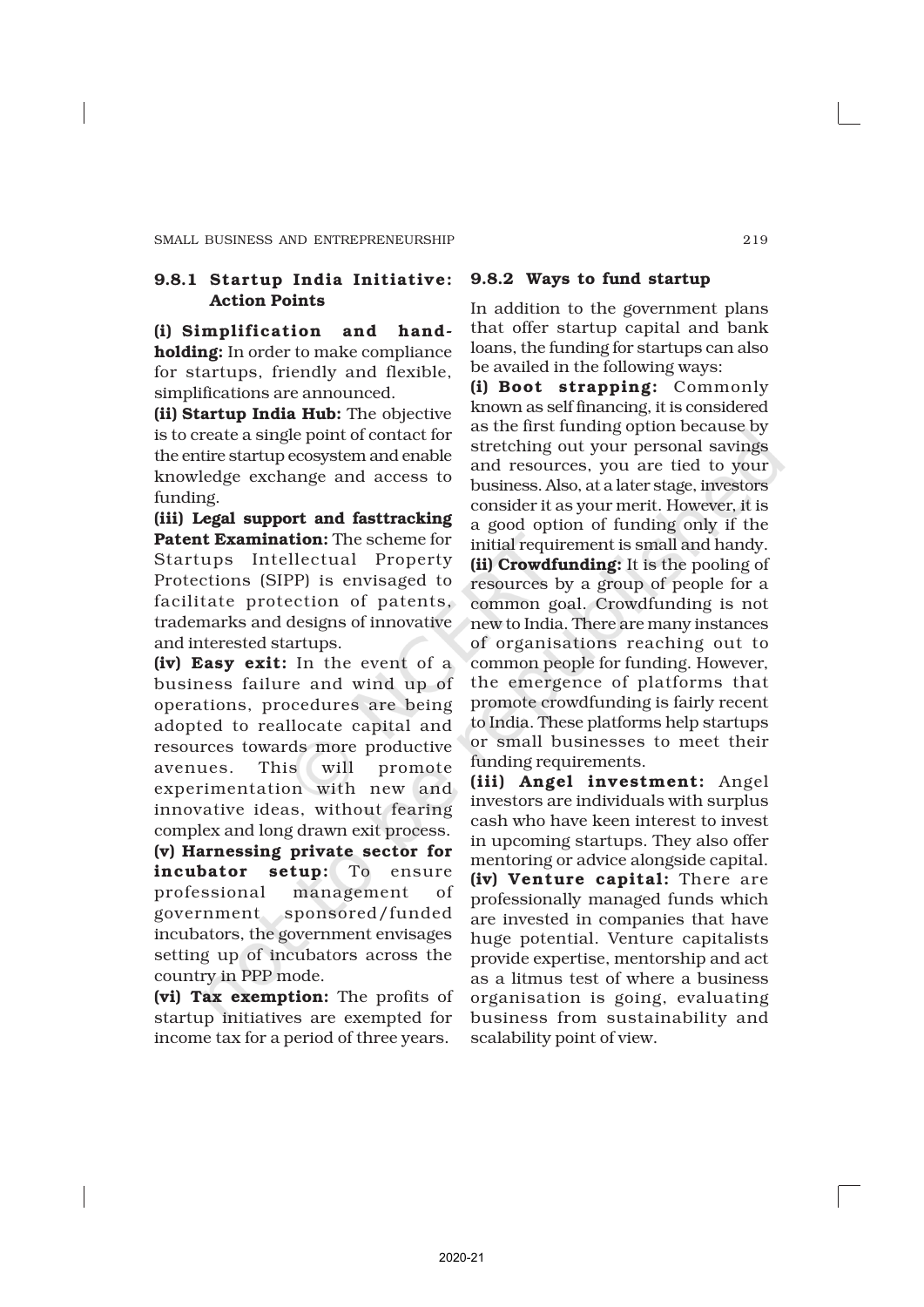### 9.8.1 Startup India Initiative: Action Points

**(i) Simplification and handholding:** In order to make compliance for startups, friendly and flexible, simplifications are announced.

**(ii) Startup India Hub:** The objective is to create a single point of contact for the entire startup ecosystem and enable knowledge exchange and access to funding.

**(iii) Legal support and fasttracking Patent Examination:** The scheme for Startups Intellectual Property Protections (SIPP) is envisaged to facilitate protection of patents, trademarks and designs of innovative and interested startups.

**(iv) Easy exit:** In the event of a business failure and wind up of operations, procedures are being adopted to reallocate capital and resources towards more productive avenues. This will promote experimentation with new and innovative ideas, without fearing complex and long drawn exit process.

**(v) Harnessing private sector for incubator setup:** To ensure professional management of government sponsored/funded incubators, the government envisages setting up of incubators across the country in PPP mode.

**(vi) Tax exemption:** The profits of startup initiatives are exempted for income tax for a period of three years.

### 9.8.2 Ways to fund startup

In addition to the government plans that offer startup capital and bank loans, the funding for startups can also be availed in the following ways:

**(i) Boot strapping:** Commonly known as self financing, it is considered as the first funding option because by stretching out your personal savings and resources, you are tied to your business. Also, at a later stage, investors consider it as your merit. However, it is a good option of funding only if the initial requirement is small and handy.

**(ii) Crowdfunding:** It is the pooling of resources by a group of people for a common goal. Crowdfunding is not new to India. There are many instances of organisations reaching out to common people for funding. However, the emergence of platforms that promote crowdfunding is fairly recent to India. These platforms help startups or small businesses to meet their funding requirements.

**(iii) Angel investment:** Angel investors are individuals with surplus cash who have keen interest to invest in upcoming startups. They also offer mentoring or advice alongside capital.

**(iv) Venture capital:** There are professionally managed funds which are invested in companies that have huge potential. Venture capitalists provide expertise, mentorship and act as a litmus test of where a business organisation is going, evaluating business from sustainability and scalability point of view.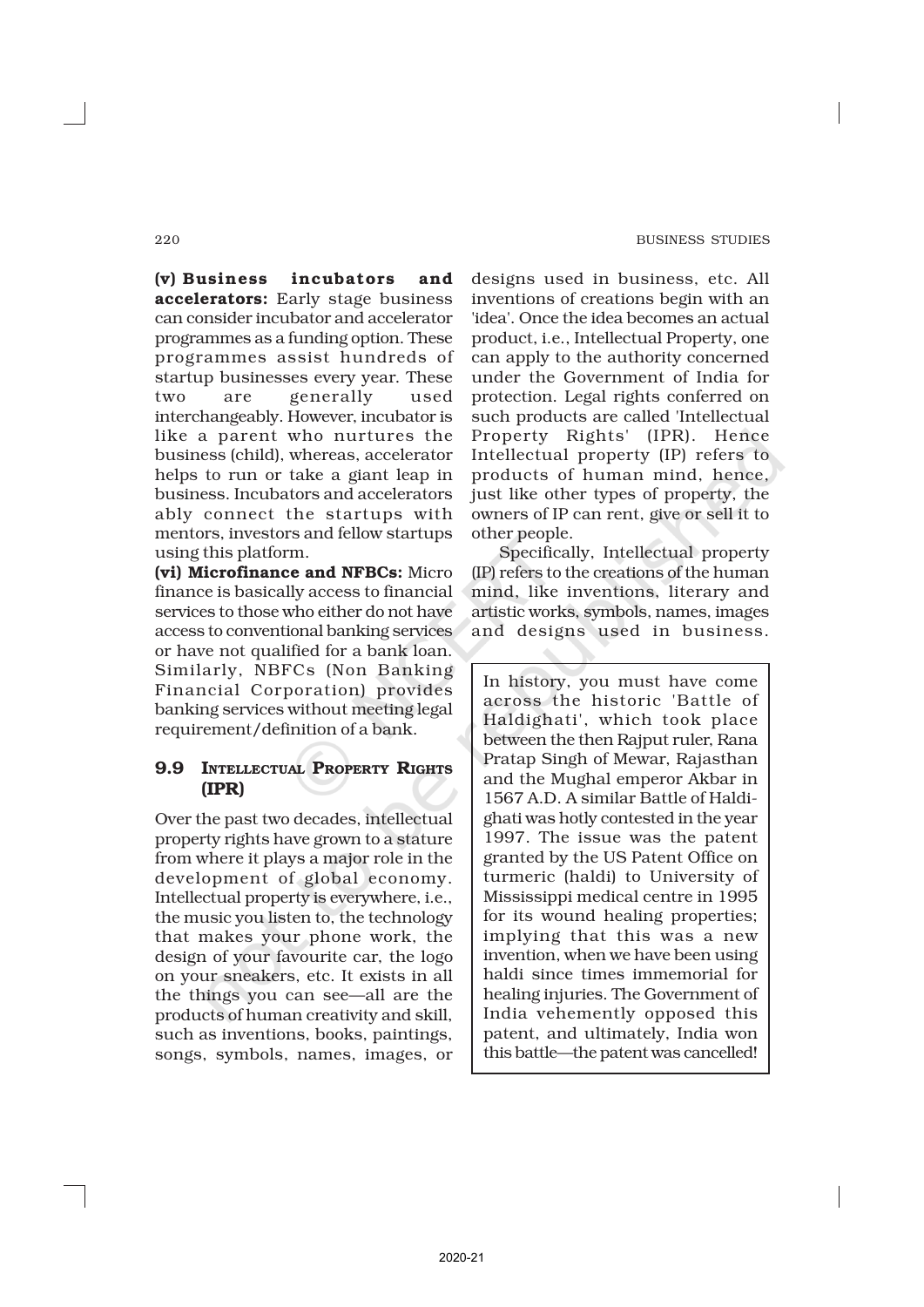**(v) Business incubators and accelerators:** Early stage business can consider incubator and accelerator programmes as a funding option. These programmes assist hundreds of startup businesses every year. These two are generally used interchangeably. However, incubator is like a parent who nurtures the business (child), whereas, accelerator helps to run or take a giant leap in business. Incubators and accelerators ably connect the startups with mentors, investors and fellow startups using this platform.

**(vi) Microfinance and NFBCs:** Micro finance is basically access to financial services to those who either do not have access to conventional banking services or have not qualified for a bank loan. Similarly, NBFCs (Non Banking Financial Corporation) provides banking services without meeting legal requirement/definition of a bank.

## 9.9 Intellectual Property Rights (IPR)

Over the past two decades, intellectual property rights have grown to a stature from where it plays a major role in the development of global economy. Intellectual property is everywhere, i.e., the music you listen to, the technology that makes your phone work, the design of your favourite car, the logo on your sneakers, etc. It exists in all the things you can see—all are the products of human creativity and skill, such as inventions, books, paintings, songs, symbols, names, images, or designs used in business, etc. All inventions of creations begin with an 'idea'. Once the idea becomes an actual product, i.e., Intellectual Property, one can apply to the authority concerned under the Government of India for protection. Legal rights conferred on such products are called 'Intellectual Property Rights' (IPR). Hence Intellectual property (IP) refers to products of human mind, hence, just like other types of property, the owners of IP can rent, give or sell it to other people.

Specifically, Intellectual property (IP) refers to the creations of the human mind, like inventions, literary and artistic works, symbols, names, images and designs used in business.

> In history, you must have come across the historic 'Battle of Haldighati', which took place between the then Rajput ruler, Rana Pratap Singh of Mewar, Rajasthan and the Mughal emperor Akbar in 1567 A.D. A similar Battle of Haldighati was hotly contested in the year 1997. The issue was the patent granted by the US Patent Office on turmeric (haldi) to University of Mississippi medical centre in 1995 for its wound healing properties; implying that this was a new invention, when we have been using haldi since times immemorial for healing injuries. The Government of India vehemently opposed this patent, and ultimately, India won this battle—the patent was cancelled!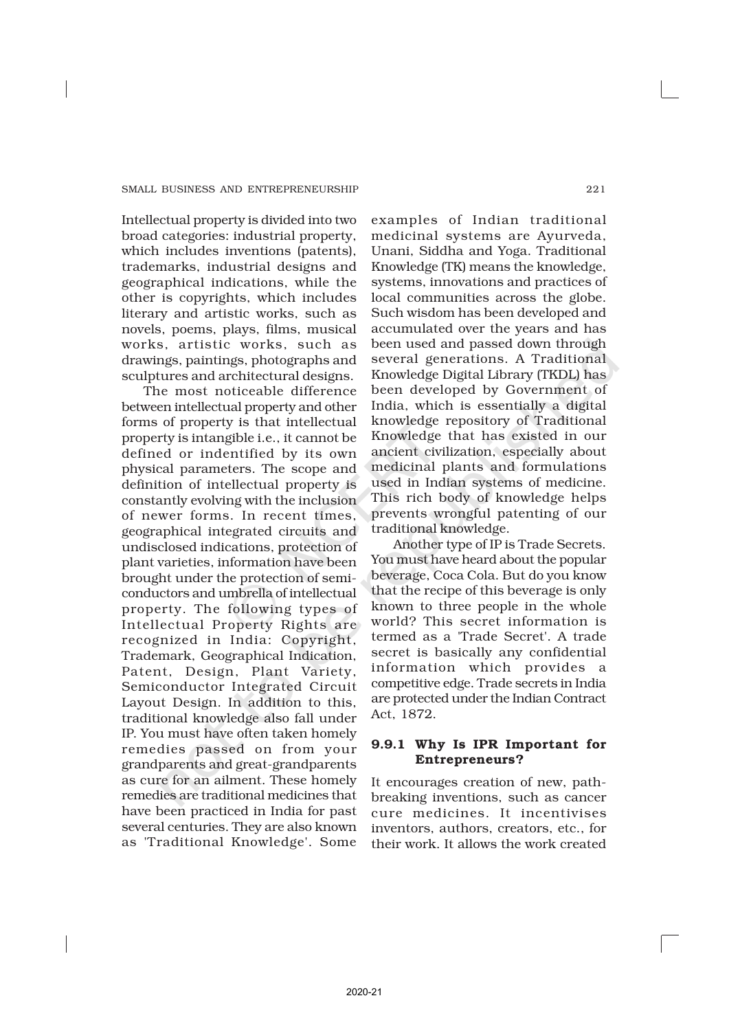Intellectual property is divided into two broad categories: industrial property, which includes inventions (patents), trademarks, industrial designs and geographical indications, while the other is copyrights, which includes literary and artistic works, such as novels, poems, plays, films, musical works, artistic works, such as drawings, paintings, photographs and sculptures and architectural designs.

The most noticeable difference between intellectual property and other forms of property is that intellectual property is intangible i.e., it cannot be defined or indentified by its own physical parameters. The scope and definition of intellectual property is constantly evolving with the inclusion of newer forms. In recent times, geographical integrated circuits and undisclosed indications, protection of plant varieties, information have been brought under the protection of semi-conductors and umbrella of intellectual property. The following types of Intellectual Property Rights are recognized in India: Copyright, Trademark, Geographical Indication, Patent, Design, Plant Variety, Semiconductor Integrated Circuit Layout Design. In addition to this, traditional knowledge also fall under IP. You must have often taken homely remedies passed on from your grandparents and great-grandparents as cure for an ailment. These homely remedies are traditional medicines that have been practiced in India for past several centuries. They are also known as 'Traditional Knowledge'. Some examples of Indian traditional medicinal systems are Ayurveda, Unani, Siddha and Yoga. Traditional Knowledge (TK) means the knowledge, systems, innovations and practices of local communities across the globe. Such wisdom has been developed and accumulated over the years and has been used and passed down through several generations. A Traditional Knowledge Digital Library (TKDL) has been developed by Government of India, which is essentially a digital knowledge repository of Traditional Knowledge that has existed in our ancient civilization, especially about medicinal plants and formulations used in Indian systems of medicine. This rich body of knowledge helps prevents wrongful patenting of our traditional knowledge.

Another type of IP is Trade Secrets. You must have heard about the popular beverage, Coca Cola. But do you know that the recipe of this beverage is only known to three people in the whole world? This secret information is termed as a 'Trade Secret'. A trade secret is basically any confidential information which provides a competitive edge. Trade secrets in India are protected under the Indian Contract Act, 1872.

### 9.9.1 Why Is IPR Important for Entrepreneurs?

It encourages creation of new, path-breaking inventions, such as cancer cure medicines. It incentivises inventors, authors, creators, etc., for their work. It allows the work created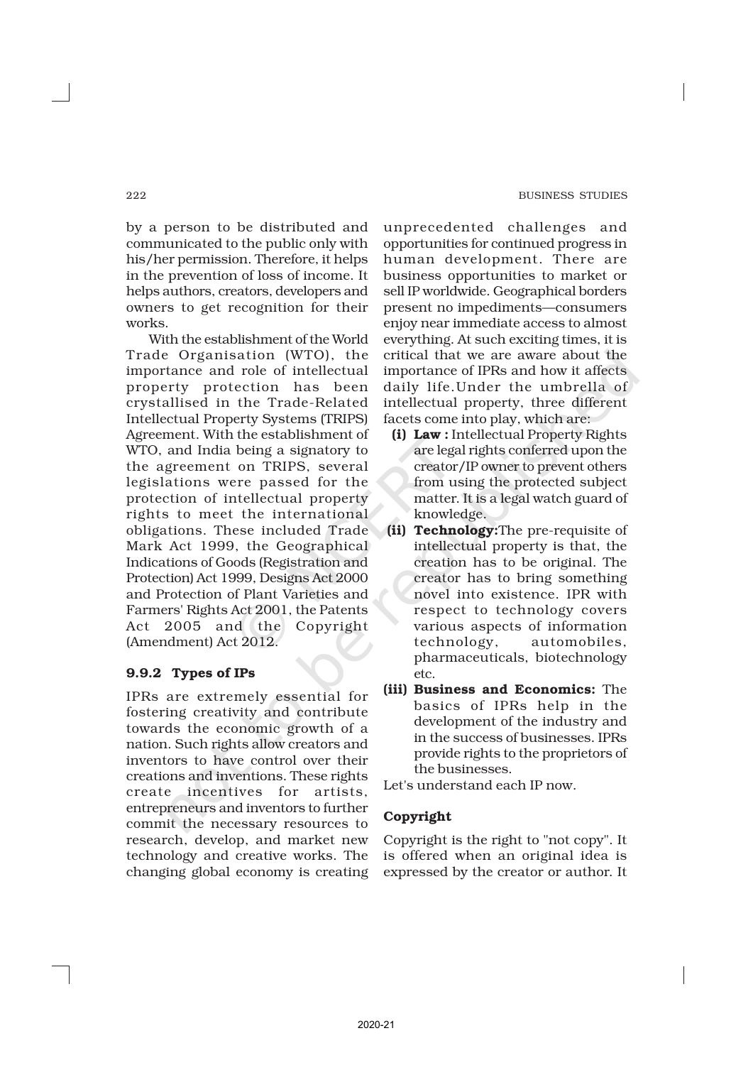by a person to be distributed and communicated to the public only with his/her permission. Therefore, it helps in the prevention of loss of income. It helps authors, creators, developers and owners to get recognition for their works.

With the establishment of the World Trade Organisation (WTO), the importance and role of intellectual property protection has been crystallised in the Trade-Related Intellectual Property Systems (TRIPS) Agreement. With the establishment of WTO, and India being a signatory to the agreement on TRIPS, several legislations were passed for the protection of intellectual property rights to meet the international obligations. These included Trade Mark Act 1999, the Geographical Indications of Goods (Registration and Protection) Act 1999, Designs Act 2000 and Protection of Plant Varieties and Farmers' Rights Act 2001, the Patents Act 2005 and the Copyright (Amendment) Act 2012.

### 9.9.2 Types of IPs

IPRs are extremely essential for fostering creativity and contribute towards the economic growth of a nation. Such rights allow creators and inventors to have control over their creations and inventions. These rights create incentives for artists, entrepreneurs and inventors to further commit the necessary resources to research, develop, and market new technology and creative works. The changing global economy is creating unprecedented challenges and opportunities for continued progress in human development. There are business opportunities to market or sell IP worldwide. Geographical borders present no impediments—consumers enjoy near immediate access to almost everything. At such exciting times, it is critical that we are aware about the importance of IPRs and how it affects daily life.Under the umbrella of intellectual property, three different facets come into play, which are:

**(i) Law :** Intellectual Property Rights are legal rights conferred upon the creator/IP owner to prevent others from using the protected subject matter. It is a legal watch guard of knowledge.

**(ii) Technology:**The pre-requisite of intellectual property is that, the creation has to be original. The creator has to bring something novel into existence. IPR with respect to technology covers various aspects of information technology, automobiles, pharmaceuticals, biotechnology etc.

**(iii) Business and Economics:** The basics of IPRs help in the development of the industry and in the success of businesses. IPRs provide rights to the proprietors of the businesses.

Let's understand each IP now.

#### Copyright

Copyright is the right to "not copy". It is offered when an original idea is expressed by the creator or author. It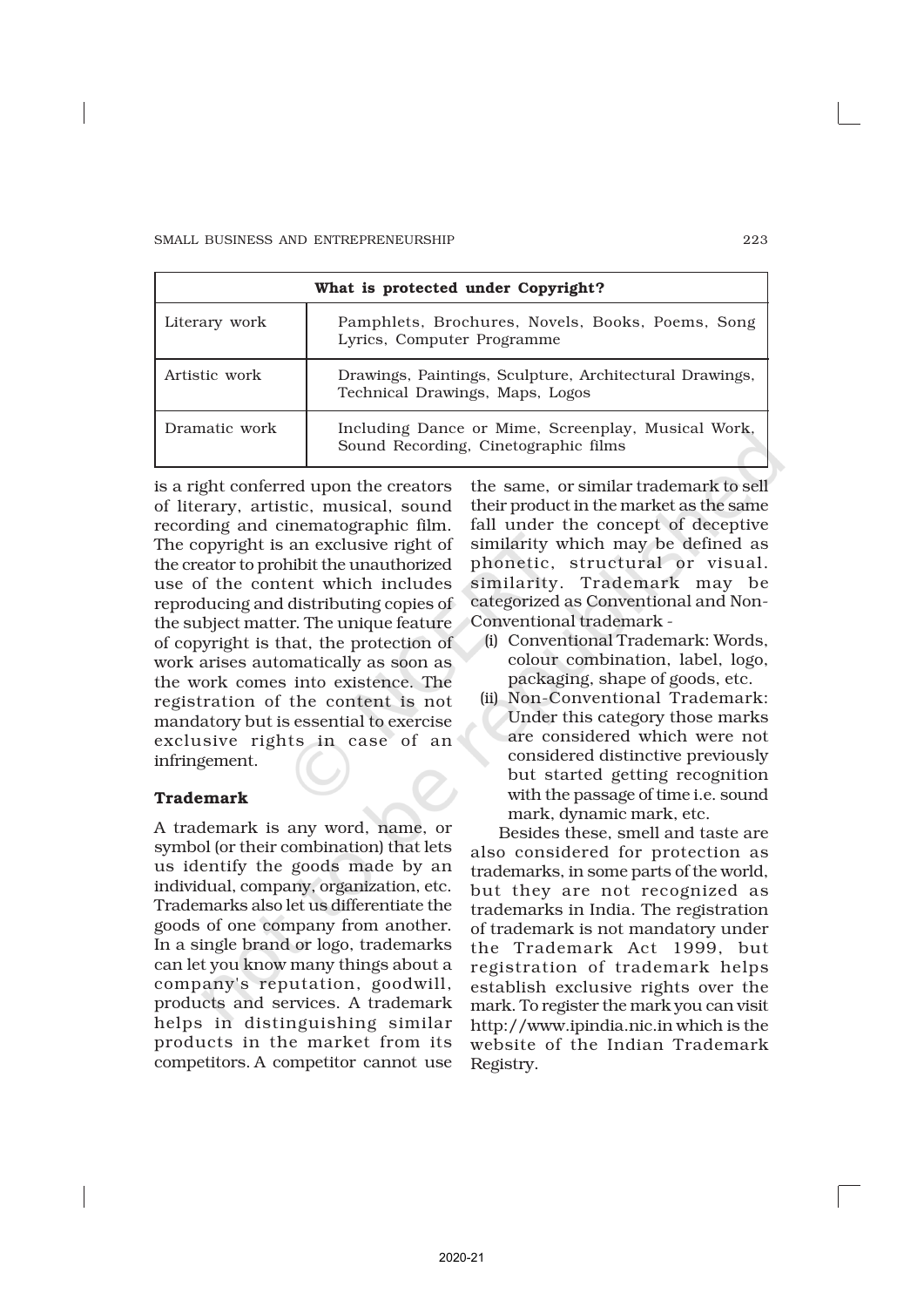| What is protected under Copyright? | |
|---|---|
| Literary work | Pamphlets, Brochures, Novels, Books, Poems, Song Lyrics, Computer Programme |
| Artistic work | Drawings, Paintings, Sculpture, Architectural Drawings, Technical Drawings, Maps, Logos |
| Dramatic work | Including Dance or Mime, Screenplay, Musical Work, Sound Recording, Cinetographic films |

is a right conferred upon the creators of literary, artistic, musical, sound recording and cinematographic film. The copyright is an exclusive right of the creator to prohibit the unauthorized use of the content which includes reproducing and distributing copies of the subject matter. The unique feature of copyright is that, the protection of work arises automatically as soon as the work comes into existence. The registration of the content is not mandatory but is essential to exercise exclusive rights in case of an infringement.

### Trademark

A trademark is any word, name, or symbol (or their combination) that lets us identify the goods made by an individual, company, organization, etc. Trademarks also let us differentiate the goods of one company from another. In a single brand or logo, trademarks can let you know many things about a company's reputation, goodwill, products and services. A trademark helps in distinguishing similar products in the market from its competitors. A competitor cannot use the same, or similar trademark to sell their product in the market as the same fall under the concept of deceptive similarity which may be defined as phonetic, structural or visual. similarity. Trademark may be categorized as Conventional and Non-Conventional trademark -

(i) Conventional Trademark: Words, colour combination, label, logo, packaging, shape of goods, etc.

(ii) Non-Conventional Trademark: Under this category those marks are considered which were not considered distinctive previously but started getting recognition with the passage of time i.e. sound mark, dynamic mark, etc.

Besides these, smell and taste are also considered for protection as trademarks, in some parts of the world, but they are not recognized as trademarks in India. The registration of trademark is not mandatory under the Trademark Act 1999, but registration of trademark helps establish exclusive rights over the mark. To register the mark you can visit http://www.ipindia.nic.in which is the website of the Indian Trademark Registry.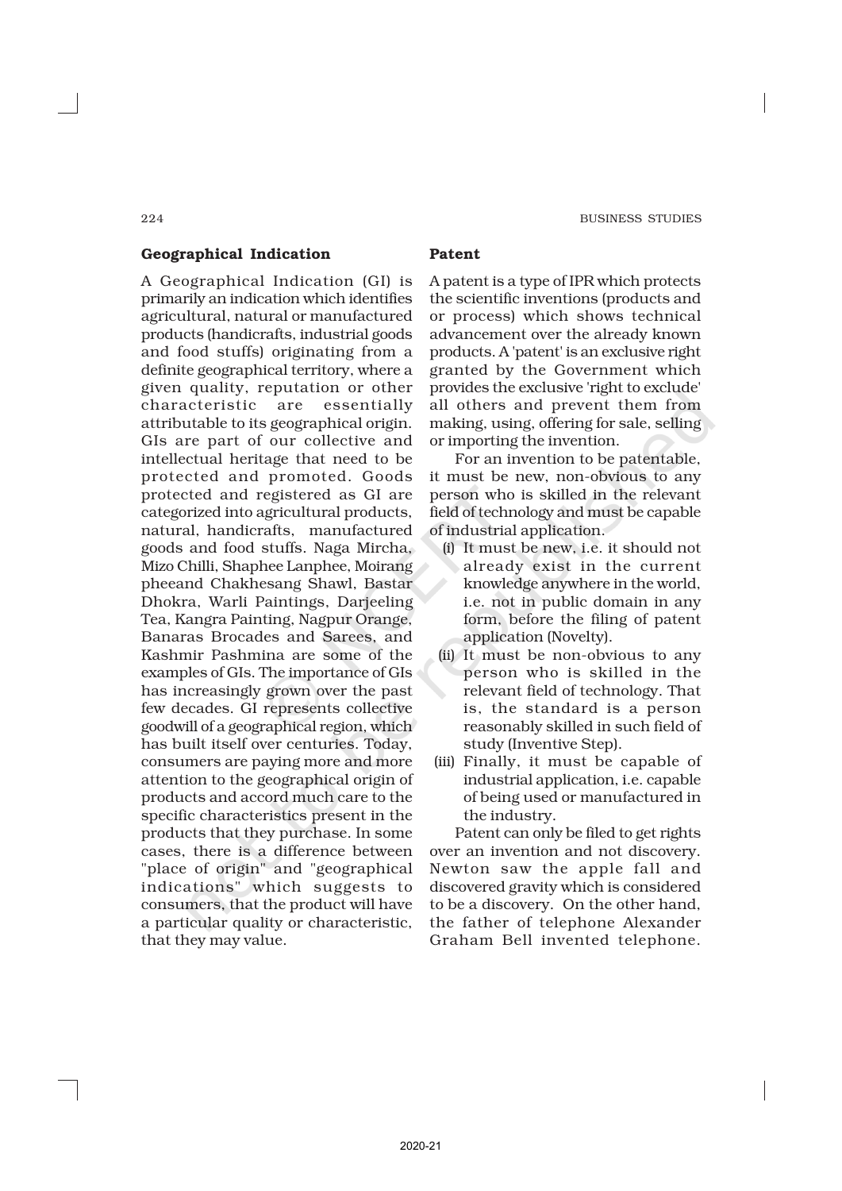### Geographical Indication

A Geographical Indication (GI) is primarily an indication which identifies agricultural, natural or manufactured products (handicrafts, industrial goods and food stuffs) originating from a definite geographical territory, where a given quality, reputation or other characteristic are essentially attributable to its geographical origin. GIs are part of our collective and intellectual heritage that need to be protected and promoted. Goods protected and registered as GI are categorized into agricultural products, natural, handicrafts, manufactured goods and food stuffs. Naga Mircha, Mizo Chilli, Shaphee Lanphee, Moirang pheeand Chakhesang Shawl, Bastar Dhokra, Warli Paintings, Darjeeling Tea, Kangra Painting, Nagpur Orange, Banaras Brocades and Sarees, and Kashmir Pashmina are some of the examples of GIs. The importance of GIs has increasingly grown over the past few decades. GI represents collective goodwill of a geographical region, which has built itself over centuries. Today, consumers are paying more and more attention to the geographical origin of products and accord much care to the specific characteristics present in the products that they purchase. In some cases, there is a difference between "place of origin" and "geographical indications" which suggests to consumers, that the product will have a particular quality or characteristic, that they may value.

### Patent

A patent is a type of IPR which protects the scientific inventions (products and or process) which shows technical advancement over the already known products. A 'patent' is an exclusive right granted by the Government which provides the exclusive 'right to exclude' all others and prevent them from making, using, offering for sale, selling or importing the invention.

For an invention to be patentable, it must be new, non-obvious to any person who is skilled in the relevant field of technology and must be capable of industrial application.

(i) It must be new, i.e. it should not already exist in the current knowledge anywhere in the world, i.e. not in public domain in any form, before the filing of patent application (Novelty).

(ii) It must be non-obvious to any person who is skilled in the relevant field of technology. That is, the standard is a person reasonably skilled in such field of study (Inventive Step).

(iii) Finally, it must be capable of industrial application, i.e. capable of being used or manufactured in the industry.

Patent can only be filed to get rights over an invention and not discovery. Newton saw the apple fall and discovered gravity which is considered to be a discovery. On the other hand, the father of telephone Alexander Graham Bell invented telephone.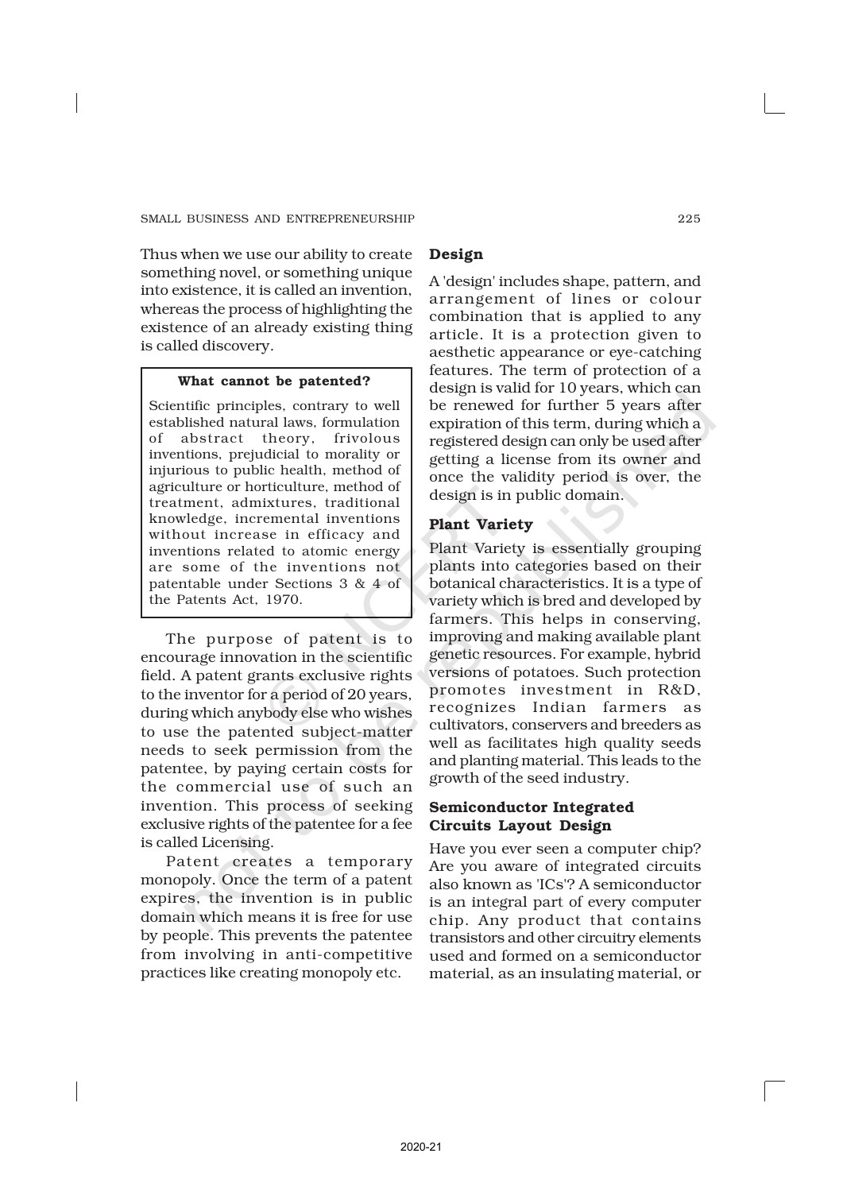Thus when we use our ability to create something novel, or something unique into existence, it is called an invention, whereas the process of highlighting the existence of an already existing thing is called discovery.

> **What cannot be patented?**
>
> Scientific principles, contrary to well established natural laws, formulation of abstract theory, frivolous inventions, prejudicial to morality or injurious to public health, method of agriculture or horticulture, method of treatment, admixtures, traditional knowledge, incremental inventions without increase in efficacy and inventions related to atomic energy are some of the inventions not patentable under Sections 3 & 4 of the Patents Act, 1970.

The purpose of patent is to encourage innovation in the scientific field. A patent grants exclusive rights to the inventor for a period of 20 years, during which anybody else who wishes to use the patented subject-matter needs to seek permission from the patentee, by paying certain costs for the commercial use of such an invention. This process of seeking exclusive rights of the patentee for a fee is called Licensing.

Patent creates a temporary monopoly. Once the term of a patent expires, the invention is in public domain which means it is free for use by people. This prevents the patentee from involving in anti-competitive practices like creating monopoly etc.

### Design

A 'design' includes shape, pattern, and arrangement of lines or colour combination that is applied to any article. It is a protection given to aesthetic appearance or eye-catching features. The term of protection of a design is valid for 10 years, which can be renewed for further 5 years after expiration of this term, during which a registered design can only be used after getting a license from its owner and once the validity period is over, the design is in public domain.

### Plant Variety

Plant Variety is essentially grouping plants into categories based on their botanical characteristics. It is a type of variety which is bred and developed by farmers. This helps in conserving, improving and making available plant genetic resources. For example, hybrid versions of potatoes. Such protection promotes investment in R&D, recognizes Indian farmers as cultivators, conservers and breeders as well as facilitates high quality seeds and planting material. This leads to the growth of the seed industry.

### Semiconductor Integrated Circuits Layout Design

Have you ever seen a computer chip? Are you aware of integrated circuits also known as 'ICs'? A semiconductor is an integral part of every computer chip. Any product that contains transistors and other circuitry elements used and formed on a semiconductor material, as an insulating material, or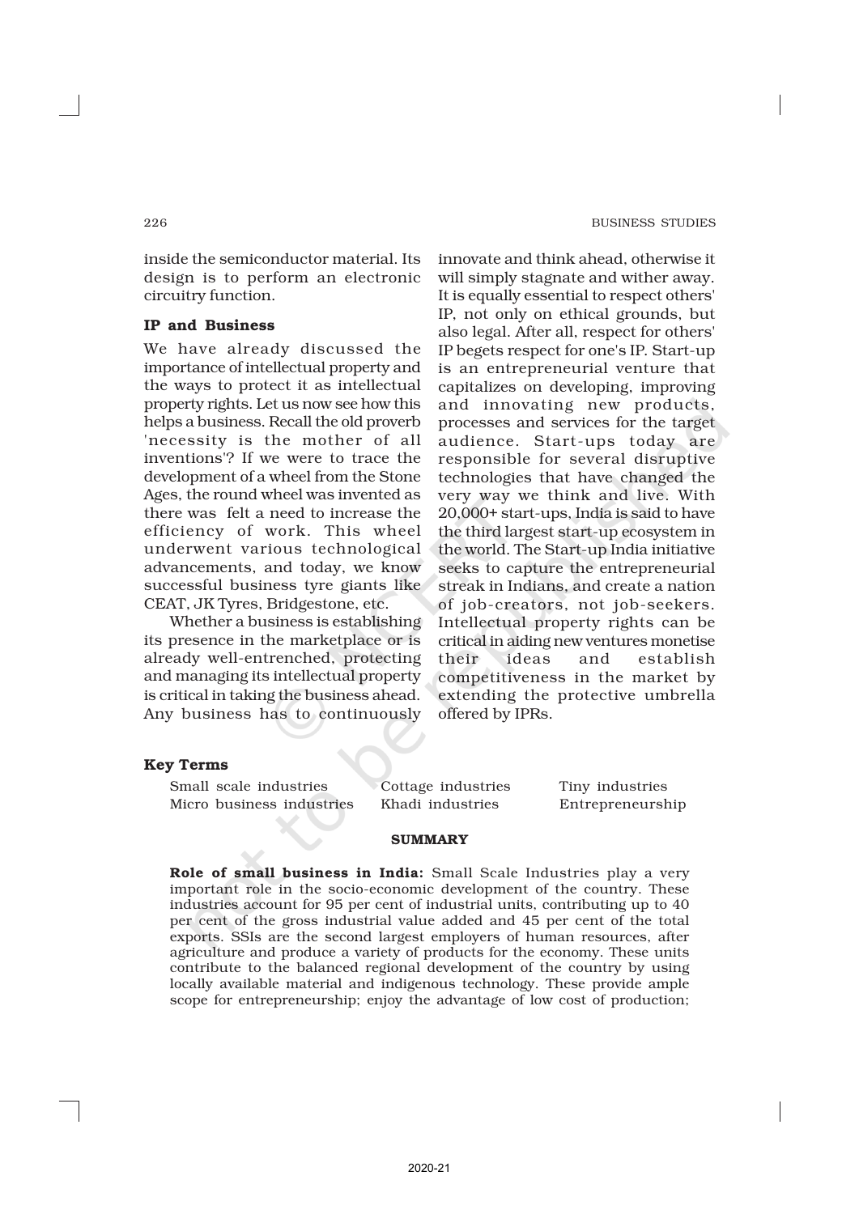inside the semiconductor material. Its design is to perform an electronic circuitry function.

### IP and Business

We have already discussed the importance of intellectual property and the ways to protect it as intellectual property rights. Let us now see how this helps a business. Recall the old proverb 'necessity is the mother of all inventions'? If we were to trace the development of a wheel from the Stone Ages, the round wheel was invented as there was felt a need to increase the efficiency of work. This wheel underwent various technological advancements, and today, we know successful business tyre giants like CEAT, JK Tyres, Bridgestone, etc.

Whether a business is establishing its presence in the marketplace or is already well-entrenched, protecting and managing its intellectual property is critical in taking the business ahead. Any business has to continuously innovate and think ahead, otherwise it will simply stagnate and wither away. It is equally essential to respect others' IP, not only on ethical grounds, but also legal. After all, respect for others' IP begets respect for one's IP. Start-up is an entrepreneurial venture that capitalizes on developing, improving and innovating new products, processes and services for the target audience. Start-ups today are responsible for several disruptive technologies that have changed the very way we think and live. With 20,000+ start-ups, India is said to have the third largest start-up ecosystem in the world. The Start-up India initiative seeks to capture the entrepreneurial streak in Indians, and create a nation of job-creators, not job-seekers. Intellectual property rights can be critical in aiding new ventures monetise their ideas and establish competitiveness in the market by extending the protective umbrella offered by IPRs.

### Key Terms

| | | |
|---|---|---|
| Small scale industries | Cottage industries | Tiny industries |
| Micro business industries | Khadi industries | Entrepreneurship |

## SUMMARY

**Role of small business in India:** Small Scale Industries play a very important role in the socio-economic development of the country. These industries account for 95 per cent of industrial units, contributing up to 40 per cent of the gross industrial value added and 45 per cent of the total exports. SSIs are the second largest employers of human resources, after agriculture and produce a variety of products for the economy. These units contribute to the balanced regional development of the country by using locally available material and indigenous technology. These provide ample scope for entrepreneurship; enjoy the advantage of low cost of production;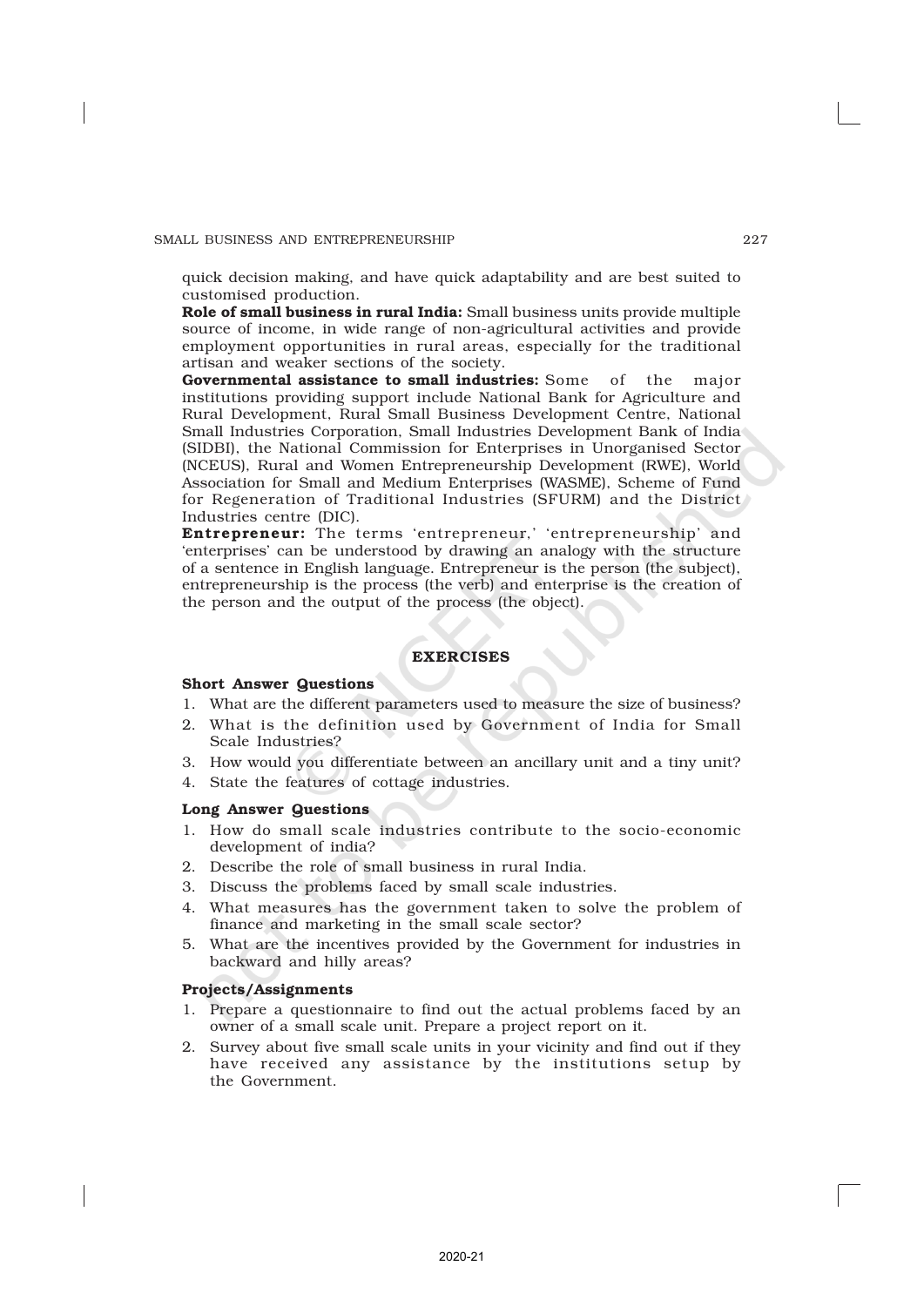quick decision making, and have quick adaptability and are best suited to customised production.

**Role of small business in rural India:** Small business units provide multiple source of income, in wide range of non-agricultural activities and provide employment opportunities in rural areas, especially for the traditional artisan and weaker sections of the society.

**Governmental assistance to small industries:** Some of the major institutions providing support include National Bank for Agriculture and Rural Development, Rural Small Business Development Centre, National Small Industries Corporation, Small Industries Development Bank of India (SIDBI), the National Commission for Enterprises in Unorganised Sector (NCEUS), Rural and Women Entrepreneurship Development (RWE), World Association for Small and Medium Enterprises (WASME), Scheme of Fund for Regeneration of Traditional Industries (SFURM) and the District Industries centre (DIC).

**Entrepreneur:** The terms 'entrepreneur,' 'entrepreneurship' and 'enterprises' can be understood by drawing an analogy with the structure of a sentence in English language. Entrepreneur is the person (the subject), entrepreneurship is the process (the verb) and enterprise is the creation of the person and the output of the process (the object).

## EXERCISES

### Short Answer Questions

1. What are the different parameters used to measure the size of business?
2. What is the definition used by Government of India for Small Scale Industries?
3. How would you differentiate between an ancillary unit and a tiny unit?
4. State the features of cottage industries.

### Long Answer Questions

1. How do small scale industries contribute to the socio-economic development of india?
2. Describe the role of small business in rural India.
3. Discuss the problems faced by small scale industries.
4. What measures has the government taken to solve the problem of finance and marketing in the small scale sector?
5. What are the incentives provided by the Government for industries in backward and hilly areas?

### Projects/Assignments

1. Prepare a questionnaire to find out the actual problems faced by an owner of a small scale unit. Prepare a project report on it.
2. Survey about five small scale units in your vicinity and find out if they have received any assistance by the institutions setup by the Government.